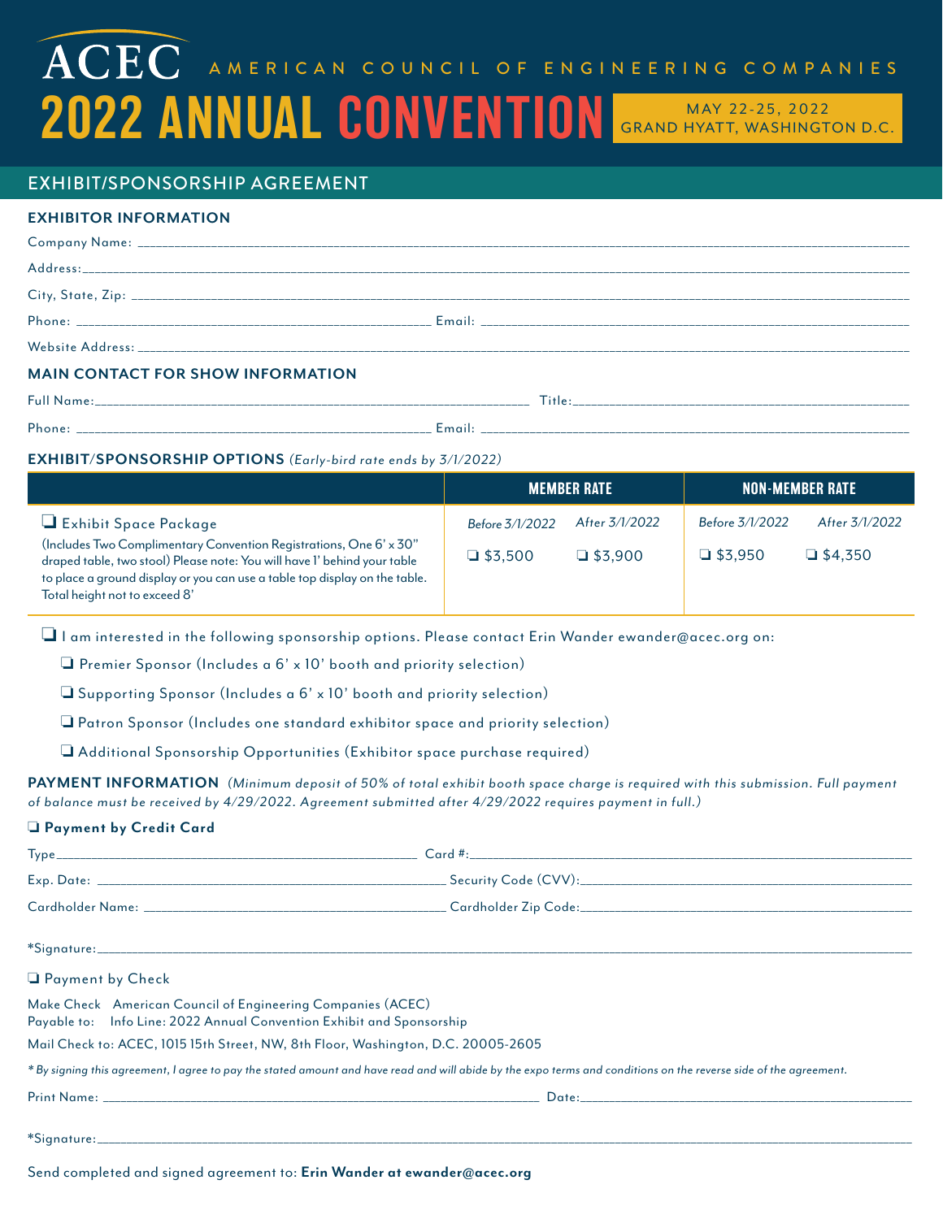# ACEC AMERICAN COUNCIL OF ENGINEERING COMPANIES

# 2022 ANNUAL CONVENTION

MAY 22-25, 2022
GRAND HYATT, WASHINGTON D.C.

## EXHIBIT/SPONSORSHIP AGREEMENT

### EXHIBITOR INFORMATION

Company Name: ____________________

Address: ____________________

City, State, Zip: ____________________

Phone: ____________________ Email: ____________________

Website Address: ____________________

### MAIN CONTACT FOR SHOW INFORMATION

Full Name: ____________________ Title: ____________________

Phone: ____________________ Email: ____________________

### EXHIBIT/SPONSORSHIP OPTIONS *(Early-bird rate ends by 3/1/2022)*

| | MEMBER RATE | | NON-MEMBER RATE | |
|---|---|---|---|---|
| | *Before 3/1/2022* | *After 3/1/2022* | *Before 3/1/2022* | *After 3/1/2022* |
| ❑ Exhibit Space Package (Includes Two Complimentary Convention Registrations, One 6' x 30" draped table, two stool) Please note: You will have 1' behind your table to place a ground display or you can use a table top display on the table. Total height not to exceed 8' | ❑ $3,500 | ❑ $3,900 | ❑ $3,950 | ❑ $4,350 |

❑ I am interested in the following sponsorship options. Please contact Erin Wander ewander@acec.org on:

- ❑ Premier Sponsor (Includes a 6' x 10' booth and priority selection)
- ❑ Supporting Sponsor (Includes a 6' x 10' booth and priority selection)
- ❑ Patron Sponsor (Includes one standard exhibitor space and priority selection)
- ❑ Additional Sponsorship Opportunities (Exhibitor space purchase required)

**PAYMENT INFORMATION** *(Minimum deposit of 50% of total exhibit booth space charge is required with this submission. Full payment of balance must be received by 4/29/2022. Agreement submitted after 4/29/2022 requires payment in full.)*

**❑ Payment by Credit Card**

Type ____________________ Card #: ____________________

Exp. Date: ____________________ Security Code (CVV): ____________________

Cardholder Name: ____________________ Cardholder Zip Code: ____________________

*Signature: ____________________

❑ Payment by Check

Make Check Payable to: American Council of Engineering Companies (ACEC)
Info Line: 2022 Annual Convention Exhibit and Sponsorship

Mail Check to: ACEC, 1015 15th Street, NW, 8th Floor, Washington, D.C. 20005-2605

*\* By signing this agreement, I agree to pay the stated amount and have read and will abide by the expo terms and conditions on the reverse side of the agreement.*

Print Name: ____________________ Date: ____________________

*Signature: ____________________

Send completed and signed agreement to: **Erin Wander at ewander@acec.org**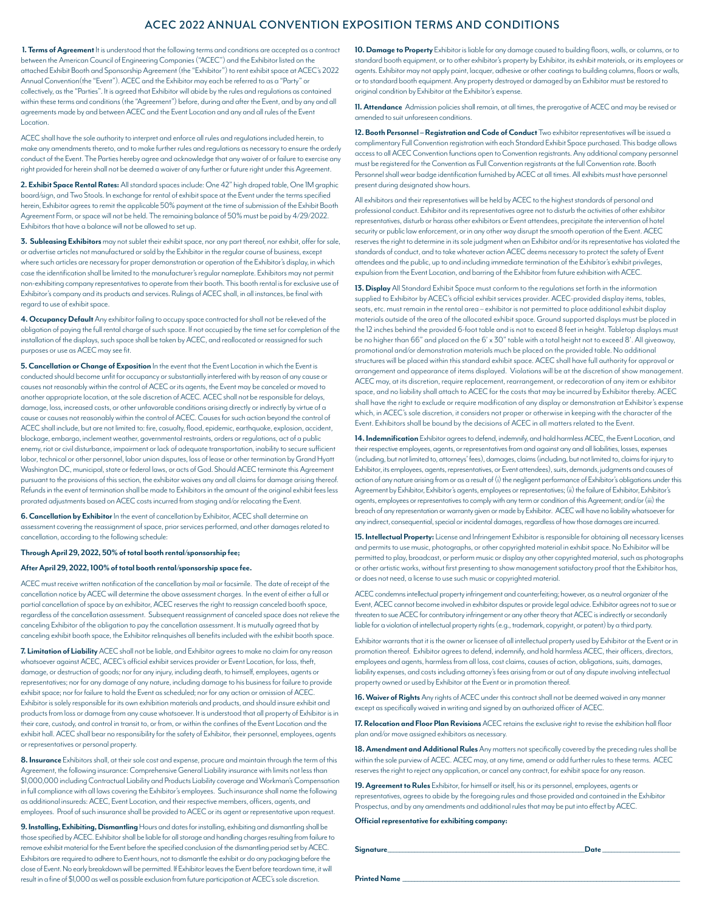# ACEC 2022 ANNUAL CONVENTION EXPOSITION TERMS AND CONDITIONS

**1. Terms of Agreement** It is understood that the following terms and conditions are accepted as a contract between the American Council of Engineering Companies ("ACEC") and the Exhibitor listed on the attached Exhibit Booth and Sponsorship Agreement (the "Exhibitor") to rent exhibit space at ACEC's 2022 Annual Convention(the "Event"). ACEC and the Exhibitor may each be referred to as a "Party" or collectively, as the "Parties". It is agreed that Exhibitor will abide by the rules and regulations as contained within these terms and conditions (the "Agreement") before, during and after the Event, and by any and all agreements made by and between ACEC and the Event Location and any and all rules of the Event Location.

ACEC shall have the sole authority to interpret and enforce all rules and regulations included herein, to make any amendments thereto, and to make further rules and regulations as necessary to ensure the orderly conduct of the Event. The Parties hereby agree and acknowledge that any waiver of or failure to exercise any right provided for herein shall not be deemed a waiver of any further or future right under this Agreement.

**2. Exhibit Space Rental Rates:** All standard spaces include: One 42" high draped table, One 1M graphic board/sign, and Two Stools. In exchange for rental of exhibit space at the Event under the terms specified herein, Exhibitor agrees to remit the applicable 50% payment at the time of submission of the Exhibit Booth Agreement Form, or space will not be held. The remaining balance of 50% must be paid by 4/29/2022. Exhibitors that have a balance will not be allowed to set up.

**3. Subleasing Exhibitors** may not sublet their exhibit space, nor any part thereof, nor exhibit, offer for sale, or advertise articles not manufactured or sold by the Exhibitor in the regular course of business, except where such articles are necessary for proper demonstration or operation of the Exhibitor's display, in which case the identification shall be limited to the manufacturer's regular nameplate. Exhibitors may not permit non-exhibiting company representatives to operate from their booth. This booth rental is for exclusive use of Exhibitor's company and its products and services. Rulings of ACEC shall, in all instances, be final with regard to use of exhibit space.

**4. Occupancy Default** Any exhibitor failing to occupy space contracted for shall not be relieved of the obligation of paying the full rental charge of such space. If not occupied by the time set for completion of the installation of the displays, such space shall be taken by ACEC, and reallocated or reassigned for such purposes or use as ACEC may see fit.

**5. Cancellation or Change of Exposition** In the event that the Event Location in which the Event is conducted should become unfit for occupancy or substantially interfered with by reason of any cause or causes not reasonably within the control of ACEC or its agents, the Event may be canceled or moved to another appropriate location, at the sole discretion of ACEC. ACEC shall not be responsible for delays, damage, loss, increased costs, or other unfavorable conditions arising directly or indirectly by virtue of a cause or causes not reasonably within the control of ACEC. Causes for such action beyond the control of ACEC shall include, but are not limited to: fire, casualty, flood, epidemic, earthquake, explosion, accident, blockage, embargo, inclement weather, governmental restraints, orders or regulations, act of a public enemy, riot or civil disturbance, impairment or lack of adequate transportation, inability to secure sufficient labor, technical or other personnel, labor union disputes, loss of lease or other termination by Grand Hyatt Washington DC, municipal, state or federal laws, or acts of God. Should ACEC terminate this Agreement pursuant to the provisions of this section, the exhibitor waives any and all claims for damage arising thereof. Refunds in the event of termination shall be made to Exhibitors in the amount of the original exhibit fees less prorated adjustments based on ACEC costs incurred from staging and/or relocating the Event.

**6. Cancellation by Exhibitor** In the event of cancellation by Exhibitor, ACEC shall determine an assessment covering the reassignment of space, prior services performed, and other damages related to cancellation, according to the following schedule:

**Through April 29, 2022, 50% of total booth rental/sponsorship fee;**

**After April 29, 2022, 100% of total booth rental/sponsorship space fee.**

ACEC must receive written notification of the cancellation by mail or facsimile. The date of receipt of the cancellation notice by ACEC will determine the above assessment charges. In the event of either a full or partial cancellation of space by an exhibitor, ACEC reserves the right to reassign canceled booth space, regardless of the cancellation assessment. Subsequent reassignment of canceled space does not relieve the canceling Exhibitor of the obligation to pay the cancellation assessment. It is mutually agreed that by canceling exhibit booth space, the Exhibitor relinquishes all benefits included with the exhibit booth space.

**7. Limitation of Liability** ACEC shall not be liable, and Exhibitor agrees to make no claim for any reason whatsoever against ACEC, ACEC's official exhibit services provider or Event Location, for loss, theft, damage, or destruction of goods; nor for any injury, including death, to himself, employees, agents or representatives; nor for any damage of any nature, including damage to his business for failure to provide exhibit space; nor for failure to hold the Event as scheduled; nor for any action or omission of ACEC. Exhibitor is solely responsible for its own exhibition materials and products, and should insure exhibit and products from loss or damage from any cause whatsoever. It is understood that all property of Exhibitor is in their care, custody, and control in transit to, or from, or within the confines of the Event Location and the exhibit hall. ACEC shall bear no responsibility for the safety of Exhibitor, their personnel, employees, agents or representatives or personal property.

**8. Insurance** Exhibitors shall, at their sole cost and expense, procure and maintain through the term of this Agreement, the following insurance: Comprehensive General Liability insurance with limits not less than $1,000,000 including Contractual Liability and Products Liability coverage and Workman's Compensation in full compliance with all laws covering the Exhibitor's employees. Such insurance shall name the following as additional insureds: ACEC, Event Location, and their respective members, officers, agents, and employees. Proof of such insurance shall be provided to ACEC or its agent or representative upon request.

**9. Installing, Exhibiting, Dismantling** Hours and dates for installing, exhibiting and dismantling shall be those specified by ACEC. Exhibitor shall be liable for all storage and handling charges resulting from failure to remove exhibit material for the Event before the specified conclusion of the dismantling period set by ACEC. Exhibitors are required to adhere to Event hours, not to dismantle the exhibit or do any packaging before the close of Event. No early breakdown will be permitted. If Exhibitor leaves the Event before teardown time, it will result in a fine of $1,000 as well as possible exclusion from future participation at ACEC's sole discretion.

**10. Damage to Property** Exhibitor is liable for any damage caused to building floors, walls, or columns, or to standard booth equipment, or to other exhibitor's property by Exhibitor, its exhibit materials, or its employees or agents. Exhibitor may not apply paint, lacquer, adhesive or other coatings to building columns, floors or walls, or to standard booth equipment. Any property destroyed or damaged by an Exhibitor must be restored to original condition by Exhibitor at the Exhibitor's expense.

**11. Attendance** Admission policies shall remain, at all times, the prerogative of ACEC and may be revised or amended to suit unforeseen conditions.

**12. Booth Personnel – Registration and Code of Conduct** Two exhibitor representatives will be issued a complimentary Full Convention registration with each Standard Exhibit Space purchased. This badge allows access to all ACEC Convention functions open to Convention registrants. Any additional company personnel must be registered for the Convention as Full Convention registrants at the full Convention rate. Booth Personnel shall wear badge identification furnished by ACEC at all times. All exhibits must have personnel present during designated show hours.

All exhibitors and their representatives will be held by ACEC to the highest standards of personal and professional conduct. Exhibitor and its representatives agree not to disturb the activities of other exhibitor representatives, disturb or harass other exhibitors or Event attendees, precipitate the intervention of hotel security or public law enforcement, or in any other way disrupt the smooth operation of the Event. ACEC reserves the right to determine in its sole judgment when an Exhibitor and/or its representative has violated the standards of conduct, and to take whatever action ACEC deems necessary to protect the safety of Event attendees and the public, up to and including immediate termination of the Exhibitor's exhibit privileges, expulsion from the Event Location, and barring of the Exhibitor from future exhibition with ACEC.

**13. Display** All Standard Exhibit Space must conform to the regulations set forth in the information supplied to Exhibitor by ACEC's official exhibit services provider. ACEC-provided display items, tables, seats, etc. must remain in the rental area – exhibitor is not permitted to place additional exhibit display materials outside of the area of the allocated exhibit space. Ground supported displays must be placed in the 12 inches behind the provided 6-foot table and is not to exceed 8 feet in height. Tabletop displays must be no higher than 66" and placed on the 6' x 30" table with a total height not to exceed 8'. All giveaway, promotional and/or demonstration materials much be placed on the provided table. No additional structures will be placed within this standard exhibit space. ACEC shall have full authority for approval or arrangement and appearance of items displayed. Violations will be at the discretion of show management. ACEC may, at its discretion, require replacement, rearrangement, or redecoration of any item or exhibitor space, and no liability shall attach to ACEC for the costs that may be incurred by Exhibitor thereby. ACEC shall have the right to exclude or require modification of any display or demonstration at Exhibitor's expense which, in ACEC's sole discretion, it considers not proper or otherwise in keeping with the character of the Event. Exhibitors shall be bound by the decisions of ACEC in all matters related to the Event.

**14. Indemnification** Exhibitor agrees to defend, indemnify, and hold harmless ACEC, the Event Location, and their respective employees, agents, or representatives from and against any and all liabilities, losses, expenses (including, but not limited to, attorneys' fees), damages, claims (including, but not limited to, claims for injury to Exhibitor, its employees, agents, representatives, or Event attendees), suits, demands, judgments and causes of action of any nature arising from or as a result of (i) the negligent performance of Exhibitor's obligations under this Agreement by Exhibitor, Exhibitor's agents, employees or representatives; (ii) the failure of Exhibitor, Exhibitor's agents, employees or representatives to comply with any term or condition of this Agreement; and/or (iii) the breach of any representation or warranty given or made by Exhibitor. ACEC will have no liability whatsoever for any indirect, consequential, special or incidental damages, regardless of how those damages are incurred.

**15. Intellectual Property:** License and Infringement Exhibitor is responsible for obtaining all necessary licenses and permits to use music, photographs, or other copyrighted material in exhibit space. No Exhibitor will be permitted to play, broadcast, or perform music or display any other copyrighted material, such as photographs or other artistic works, without first presenting to show management satisfactory proof that the Exhibitor has, or does not need, a license to use such music or copyrighted material.

ACEC condemns intellectual property infringement and counterfeiting; however, as a neutral organizer of the Event, ACEC cannot become involved in exhibitor disputes or provide legal advice. Exhibitor agrees not to sue or threaten to sue ACEC for contributory infringement or any other theory that ACEC is indirectly or secondarily liable for a violation of intellectual property rights (e.g., trademark, copyright, or patent) by a third party.

Exhibitor warrants that it is the owner or licensee of all intellectual property used by Exhibitor at the Event or in promotion thereof. Exhibitor agrees to defend, indemnify, and hold harmless ACEC, their officers, directors, employees and agents, harmless from all loss, cost claims, causes of action, obligations, suits, damages, liability expenses, and costs including attorney's fees arising from or out of any dispute involving intellectual property owned or used by Exhibitor at the Event or in promotion thereof.

**16. Waiver of Rights** Any rights of ACEC under this contract shall not be deemed waived in any manner except as specifically waived in writing and signed by an authorized officer of ACEC.

**17. Relocation and Floor Plan Revisions** ACEC retains the exclusive right to revise the exhibition hall floor plan and/or move assigned exhibitors as necessary.

**18. Amendment and Additional Rules** Any matters not specifically covered by the preceding rules shall be within the sole purview of ACEC. ACEC may, at any time, amend or add further rules to these terms. ACEC reserves the right to reject any application, or cancel any contract, for exhibit space for any reason.

**19. Agreement to Rules** Exhibitor, for himself or itself, his or its personnel, employees, agents or representatives, agrees to abide by the foregoing rules and those provided and contained in the Exhibitor Prospectus, and by any amendments and additional rules that may be put into effect by ACEC.

**Official representative for exhibiting company:**

**Signature**\_\_\_\_\_\_\_\_\_\_\_\_\_\_\_\_\_\_\_\_\_\_\_\_\_\_\_\_\_\_\_\_\_\_\_\_\_\_\_\_ **Date** \_\_\_\_\_\_\_\_\_\_\_\_\_\_\_\_

**Printed Name** \_\_\_\_\_\_\_\_\_\_\_\_\_\_\_\_\_\_\_\_\_\_\_\_\_\_\_\_\_\_\_\_\_\_\_\_\_\_\_\_\_\_\_\_\_\_\_\_\_\_\_\_